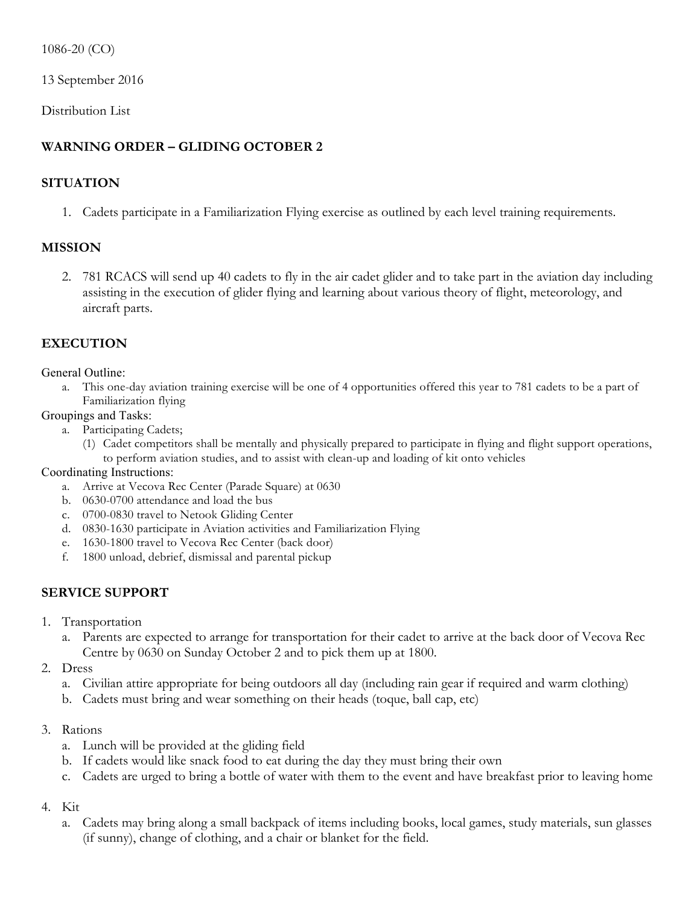1086-20 (CO)

13 September 2016

Distribution List

**WARNING ORDER – GLIDING OCTOBER 2**

## SITUATION

1. Cadets participate in a Familiarization Flying exercise as outlined by each level training requirements.

## MISSION

2. 781 RCACS will send up 40 cadets to fly in the air cadet glider and to take part in the aviation day including assisting in the execution of glider flying and learning about various theory of flight, meteorology, and aircraft parts.

## EXECUTION

General Outline:

a. This one-day aviation training exercise will be one of 4 opportunities offered this year to 781 cadets to be a part of Familiarization flying

Groupings and Tasks:

a. Participating Cadets;
   (1) Cadet competitors shall be mentally and physically prepared to participate in flying and flight support operations, to perform aviation studies, and to assist with clean-up and loading of kit onto vehicles

Coordinating Instructions:

a. Arrive at Vecova Rec Center (Parade Square) at 0630
b. 0630-0700 attendance and load the bus
c. 0700-0830 travel to Netook Gliding Center
d. 0830-1630 participate in Aviation activities and Familiarization Flying
e. 1630-1800 travel to Vecova Rec Center (back door)
f. 1800 unload, debrief, dismissal and parental pickup

## SERVICE SUPPORT

1. Transportation
   a. Parents are expected to arrange for transportation for their cadet to arrive at the back door of Vecova Rec Centre by 0630 on Sunday October 2 and to pick them up at 1800.
2. Dress
   a. Civilian attire appropriate for being outdoors all day (including rain gear if required and warm clothing)
   b. Cadets must bring and wear something on their heads (toque, ball cap, etc)
3. Rations
   a. Lunch will be provided at the gliding field
   b. If cadets would like snack food to eat during the day they must bring their own
   c. Cadets are urged to bring a bottle of water with them to the event and have breakfast prior to leaving home
4. Kit
   a. Cadets may bring along a small backpack of items including books, local games, study materials, sun glasses (if sunny), change of clothing, and a chair or blanket for the field.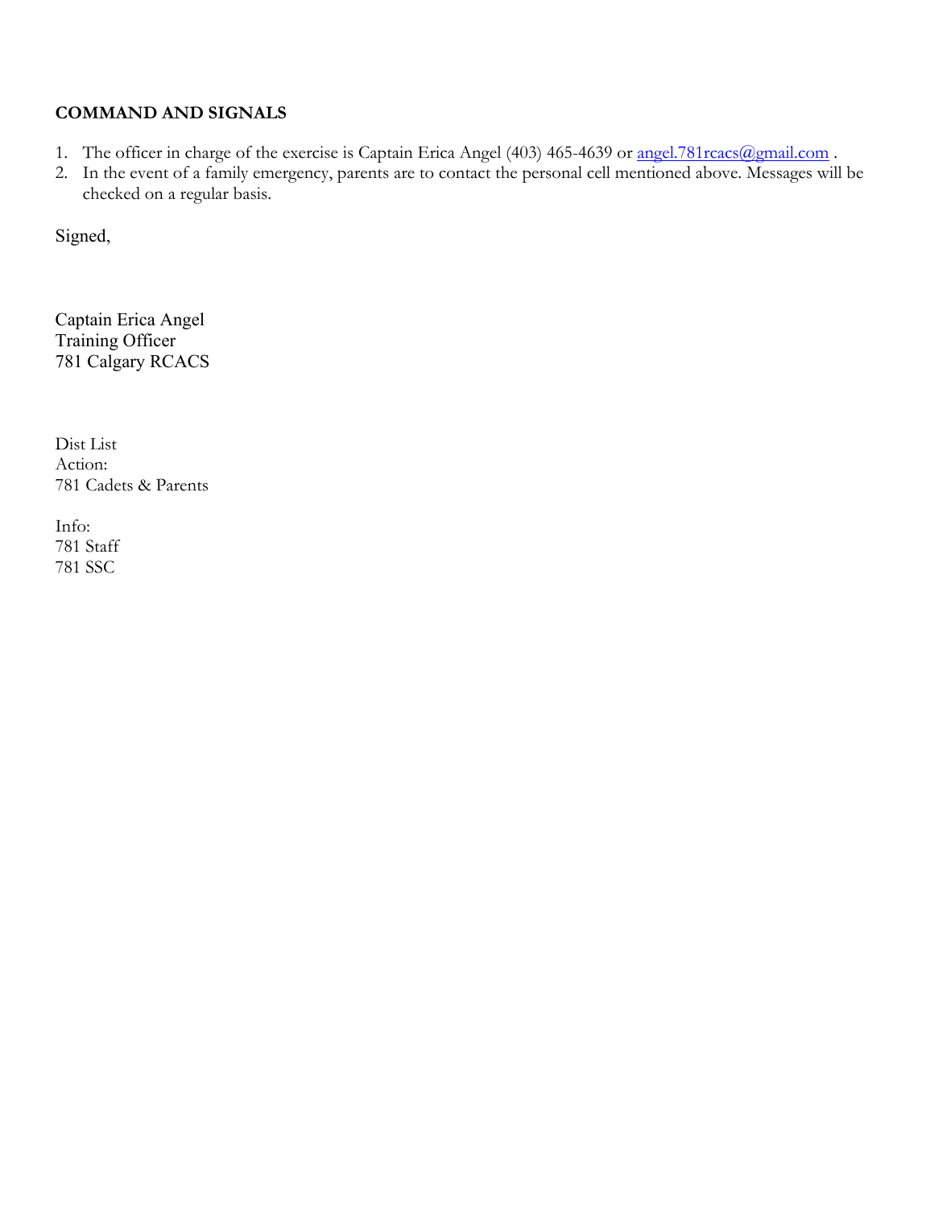**COMMAND AND SIGNALS**

1. The officer in charge of the exercise is Captain Erica Angel (403) 465-4639 or angel.781rcacs@gmail.com .
2. In the event of a family emergency, parents are to contact the personal cell mentioned above. Messages will be checked on a regular basis.

Signed,

Captain Erica Angel
Training Officer
781 Calgary RCACS

Dist List
Action:
781 Cadets & Parents

Info:
781 Staff
781 SSC